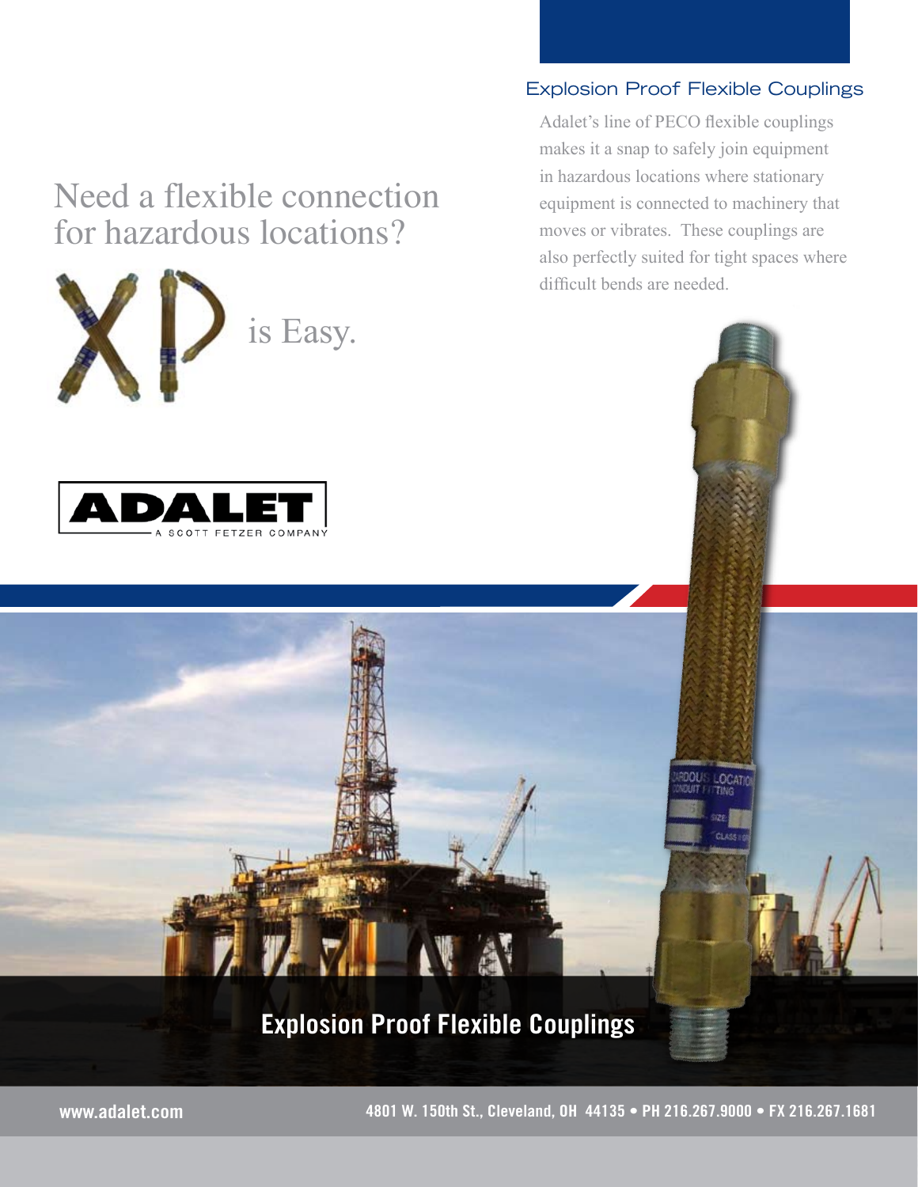# Need a flexible connection for hazardous locations?

XP is Easy.

ADALET
A SCOTT FETZER COMPANY

## Explosion Proof Flexible Couplings

Adalet's line of PECO flexible couplings makes it a snap to safely join equipment in hazardous locations where stationary equipment is connected to machinery that moves or vibrates. These couplings are also perfectly suited for tight spaces where difficult bends are needed.

## Explosion Proof Flexible Couplings

www.adalet.com

4801 W. 150th St., Cleveland, OH 44135 • PH 216.267.9000 • FX 216.267.1681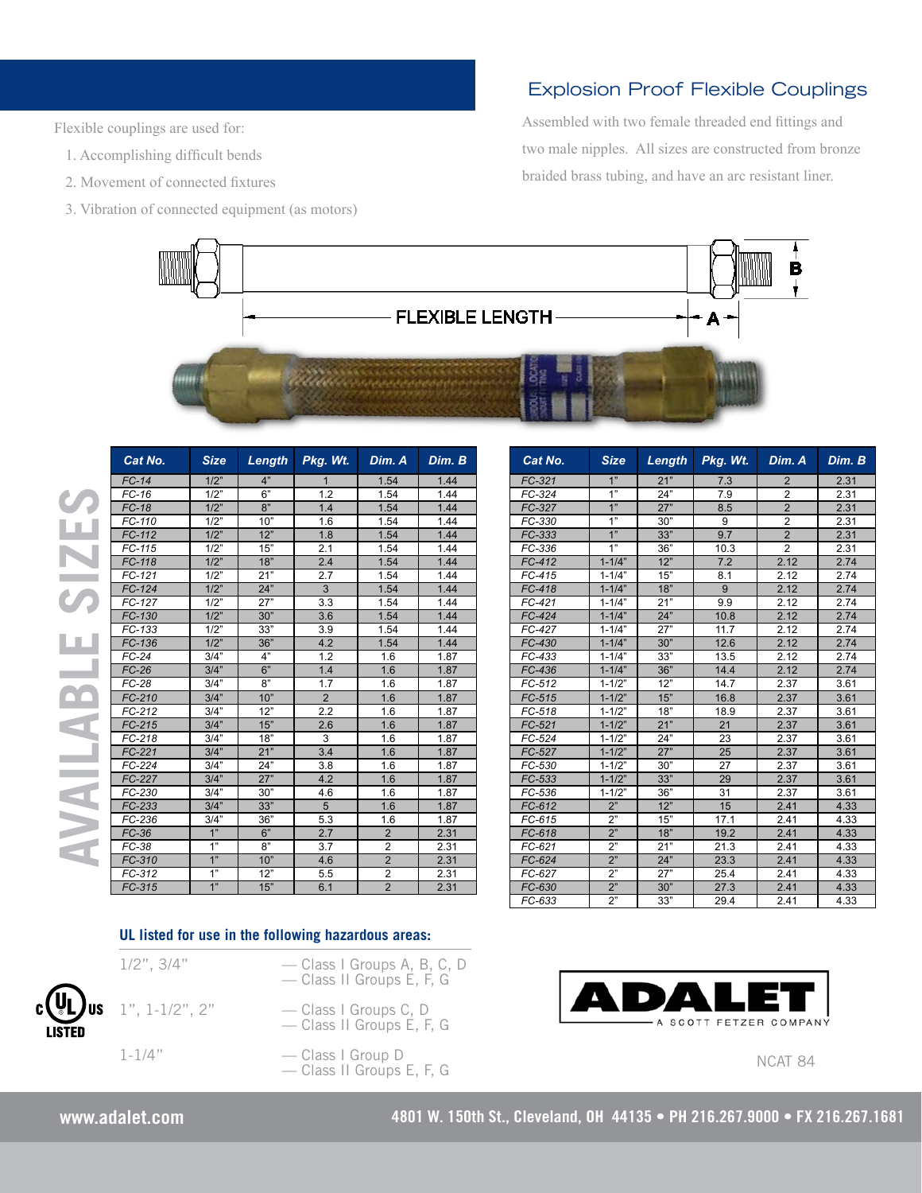## Explosion Proof Flexible Couplings

Flexible couplings are used for:

1. Accomplishing difficult bends
2. Movement of connected fixtures
3. Vibration of connected equipment (as motors)

Assembled with two female threaded end fittings and two male nipples. All sizes are constructed from bronze braided brass tubing, and have an arc resistant liner.

B

FLEXIBLE LENGTH

A

## AVAILABLE SIZES

| Cat No. | Size | Length | Pkg. Wt. | Dim. A | Dim. B |
|---|---|---|---|---|---|
| FC-14 | 1/2" | 4" | 1 | 1.54 | 1.44 |
| FC-16 | 1/2" | 6" | 1.2 | 1.54 | 1.44 |
| FC-18 | 1/2" | 8" | 1.4 | 1.54 | 1.44 |
| FC-110 | 1/2" | 10" | 1.6 | 1.54 | 1.44 |
| FC-112 | 1/2" | 12" | 1.8 | 1.54 | 1.44 |
| FC-115 | 1/2" | 15" | 2.1 | 1.54 | 1.44 |
| FC-118 | 1/2" | 18" | 2.4 | 1.54 | 1.44 |
| FC-121 | 1/2" | 21" | 2.7 | 1.54 | 1.44 |
| FC-124 | 1/2" | 24" | 3 | 1.54 | 1.44 |
| FC-127 | 1/2" | 27" | 3.3 | 1.54 | 1.44 |
| FC-130 | 1/2" | 30" | 3.6 | 1.54 | 1.44 |
| FC-133 | 1/2" | 33" | 3.9 | 1.54 | 1.44 |
| FC-136 | 1/2" | 36" | 4.2 | 1.54 | 1.44 |
| FC-24 | 3/4" | 4" | 1.2 | 1.6 | 1.87 |
| FC-26 | 3/4" | 6" | 1.4 | 1.6 | 1.87 |
| FC-28 | 3/4" | 8" | 1.7 | 1.6 | 1.87 |
| FC-210 | 3/4" | 10" | 2 | 1.6 | 1.87 |
| FC-212 | 3/4" | 12" | 2.2 | 1.6 | 1.87 |
| FC-215 | 3/4" | 15" | 2.6 | 1.6 | 1.87 |
| FC-218 | 3/4" | 18" | 3 | 1.6 | 1.87 |
| FC-221 | 3/4" | 21" | 3.4 | 1.6 | 1.87 |
| FC-224 | 3/4" | 24" | 3.8 | 1.6 | 1.87 |
| FC-227 | 3/4" | 27" | 4.2 | 1.6 | 1.87 |
| FC-230 | 3/4" | 30" | 4.6 | 1.6 | 1.87 |
| FC-233 | 3/4" | 33" | 5 | 1.6 | 1.87 |
| FC-236 | 3/4" | 36" | 5.3 | 1.6 | 1.87 |
| FC-36 | 1" | 6" | 2.7 | 2 | 2.31 |
| FC-38 | 1" | 8" | 3.7 | 2 | 2.31 |
| FC-310 | 1" | 10" | 4.6 | 2 | 2.31 |
| FC-312 | 1" | 12" | 5.5 | 2 | 2.31 |
| FC-315 | 1" | 15" | 6.1 | 2 | 2.31 |
| FC-321 | 1" | 21" | 7.3 | 2 | 2.31 |
| FC-324 | 1" | 24" | 7.9 | 2 | 2.31 |
| FC-327 | 1" | 27" | 8.5 | 2 | 2.31 |
| FC-330 | 1" | 30" | 9 | 2 | 2.31 |
| FC-333 | 1" | 33" | 9.7 | 2 | 2.31 |
| FC-336 | 1" | 36" | 10.3 | 2 | 2.31 |
| FC-412 | 1-1/4" | 12" | 7.2 | 2.12 | 2.74 |
| FC-415 | 1-1/4" | 15" | 8.1 | 2.12 | 2.74 |
| FC-418 | 1-1/4" | 18" | 9 | 2.12 | 2.74 |
| FC-421 | 1-1/4" | 21" | 9.9 | 2.12 | 2.74 |
| FC-424 | 1-1/4" | 24" | 10.8 | 2.12 | 2.74 |
| FC-427 | 1-1/4" | 27" | 11.7 | 2.12 | 2.74 |
| FC-430 | 1-1/4" | 30" | 12.6 | 2.12 | 2.74 |
| FC-433 | 1-1/4" | 33" | 13.5 | 2.12 | 2.74 |
| FC-436 | 1-1/4" | 36" | 14.4 | 2.12 | 2.74 |
| FC-512 | 1-1/2" | 12" | 14.7 | 2.37 | 3.61 |
| FC-515 | 1-1/2" | 15" | 16.8 | 2.37 | 3.61 |
| FC-518 | 1-1/2" | 18" | 18.9 | 2.37 | 3.61 |
| FC-521 | 1-1/2" | 21" | 21 | 2.37 | 3.61 |
| FC-524 | 1-1/2" | 24" | 23 | 2.37 | 3.61 |
| FC-527 | 1-1/2" | 27" | 25 | 2.37 | 3.61 |
| FC-530 | 1-1/2" | 30" | 27 | 2.37 | 3.61 |
| FC-533 | 1-1/2" | 33" | 29 | 2.37 | 3.61 |
| FC-536 | 1-1/2" | 36" | 31 | 2.37 | 3.61 |
| FC-612 | 2" | 12" | 15 | 2.41 | 4.33 |
| FC-615 | 2" | 15" | 17.1 | 2.41 | 4.33 |
| FC-618 | 2" | 18" | 19.2 | 2.41 | 4.33 |
| FC-621 | 2" | 21" | 21.3 | 2.41 | 4.33 |
| FC-624 | 2" | 24" | 23.3 | 2.41 | 4.33 |
| FC-627 | 2" | 27" | 25.4 | 2.41 | 4.33 |
| FC-630 | 2" | 30" | 27.3 | 2.41 | 4.33 |
| FC-633 | 2" | 33" | 29.4 | 2.41 | 4.33 |

### UL listed for use in the following hazardous areas:

c UL us LISTED

| | |
|---|---|
| 1/2", 3/4" | — Class I Groups A, B, C, D<br>— Class II Groups E, F, G |
| 1", 1-1/2", 2" | — Class I Groups C, D<br>— Class II Groups E, F, G |
| 1-1/4" | — Class I Group D<br>— Class II Groups E, F, G |

ADALET
A SCOTT FETZER COMPANY

NCAT 84

www.adalet.com

4801 W. 150th St., Cleveland, OH 44135 • PH 216.267.9000 • FX 216.267.1681